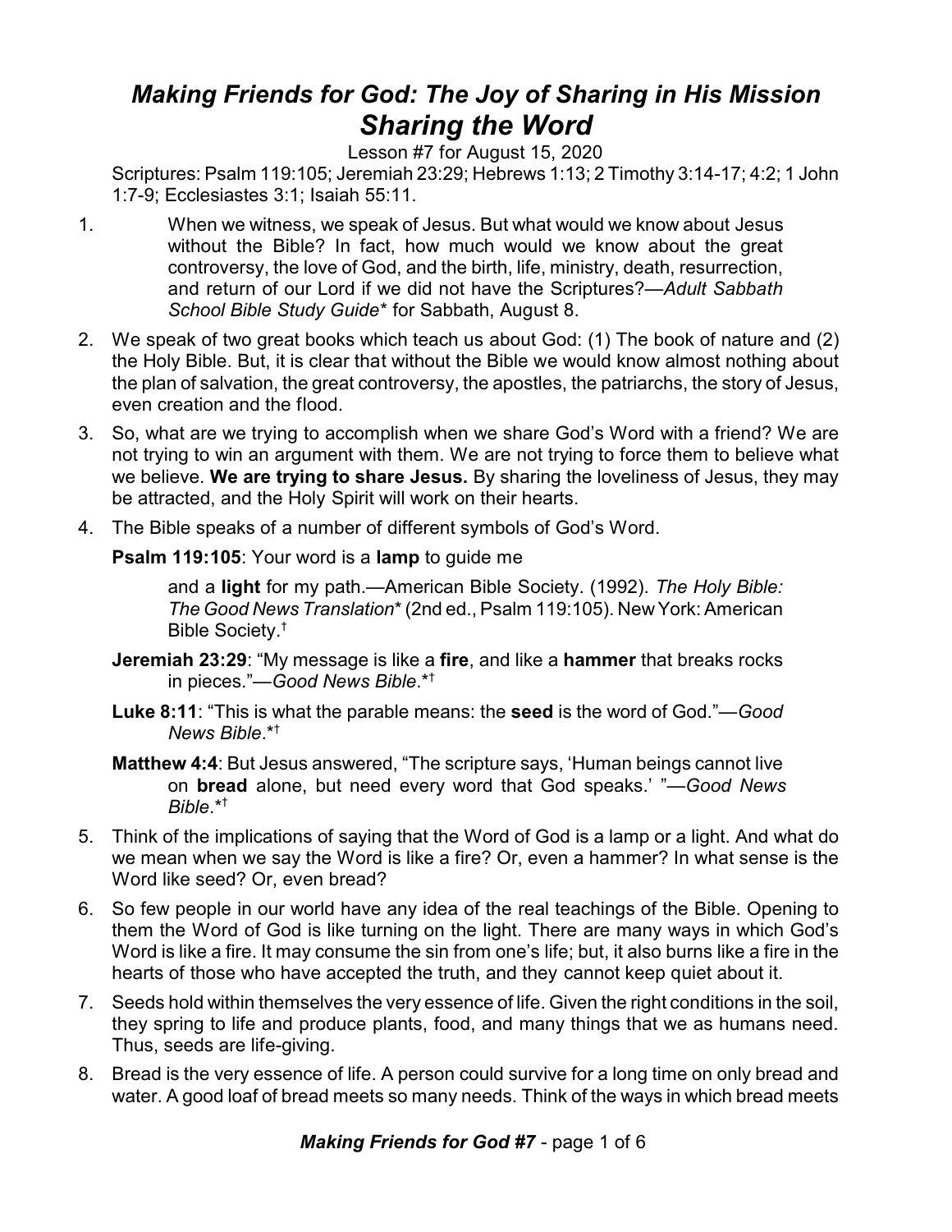# *Making Friends for God: The Joy of Sharing in His Mission*
## *Sharing the Word*

Lesson #7 for August 15, 2020

Scriptures: Psalm 119:105; Jeremiah 23:29; Hebrews 1:13; 2 Timothy 3:14-17; 4:2; 1 John 1:7-9; Ecclesiastes 3:1; Isaiah 55:11.

1. When we witness, we speak of Jesus. But what would we know about Jesus without the Bible? In fact, how much would we know about the great controversy, the love of God, and the birth, life, ministry, death, resurrection, and return of our Lord if we did not have the Scriptures?—*Adult Sabbath School Bible Study Guide** for Sabbath, August 8.

2. We speak of two great books which teach us about God: (1) The book of nature and (2) the Holy Bible. But, it is clear that without the Bible we would know almost nothing about the plan of salvation, the great controversy, the apostles, the patriarchs, the story of Jesus, even creation and the flood.

3. So, what are we trying to accomplish when we share God's Word with a friend? We are not trying to win an argument with them. We are not trying to force them to believe what we believe. **We are trying to share Jesus.** By sharing the loveliness of Jesus, they may be attracted, and the Holy Spirit will work on their hearts.

4. The Bible speaks of a number of different symbols of God's Word.

   **Psalm 119:105**: Your word is a **lamp** to guide me

   and a **light** for my path.—American Bible Society. (1992). *The Holy Bible: The Good News Translation** (2nd ed., Psalm 119:105). New York: American Bible Society.†

   **Jeremiah 23:29**: "My message is like a **fire**, and like a **hammer** that breaks rocks in pieces."—*Good News Bible*.*†

   **Luke 8:11**: "This is what the parable means: the **seed** is the word of God."—*Good News Bible*.*†

   **Matthew 4:4**: But Jesus answered, "The scripture says, 'Human beings cannot live on **bread** alone, but need every word that God speaks.' "—*Good News Bible*.*†

5. Think of the implications of saying that the Word of God is a lamp or a light. And what do we mean when we say the Word is like a fire? Or, even a hammer? In what sense is the Word like seed? Or, even bread?

6. So few people in our world have any idea of the real teachings of the Bible. Opening to them the Word of God is like turning on the light. There are many ways in which God's Word is like a fire. It may consume the sin from one's life; but, it also burns like a fire in the hearts of those who have accepted the truth, and they cannot keep quiet about it.

7. Seeds hold within themselves the very essence of life. Given the right conditions in the soil, they spring to life and produce plants, food, and many things that we as humans need. Thus, seeds are life-giving.

8. Bread is the very essence of life. A person could survive for a long time on only bread and water. A good loaf of bread meets so many needs. Think of the ways in which bread meets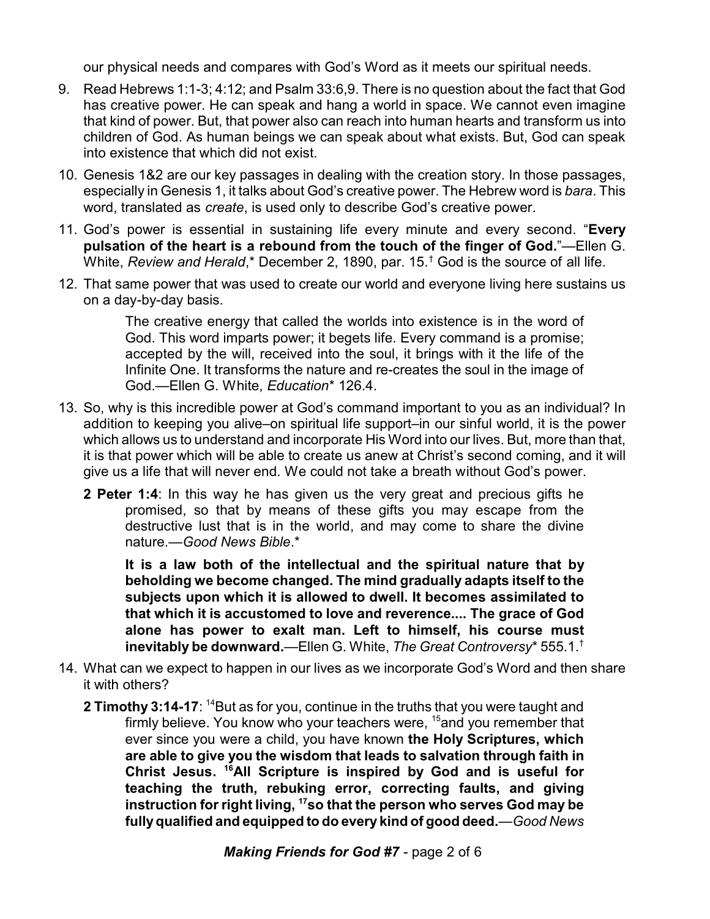our physical needs and compares with God's Word as it meets our spiritual needs.

9. Read Hebrews 1:1-3; 4:12; and Psalm 33:6,9. There is no question about the fact that God has creative power. He can speak and hang a world in space. We cannot even imagine that kind of power. But, that power also can reach into human hearts and transform us into children of God. As human beings we can speak about what exists. But, God can speak into existence that which did not exist.

10. Genesis 1&2 are our key passages in dealing with the creation story. In those passages, especially in Genesis 1, it talks about God's creative power. The Hebrew word is *bara*. This word, translated as *create*, is used only to describe God's creative power.

11. God's power is essential in sustaining life every minute and every second. "**Every pulsation of the heart is a rebound from the touch of the finger of God.**"—Ellen G. White, *Review and Herald*,* December 2, 1890, par. 15.† God is the source of all life.

12. That same power that was used to create our world and everyone living here sustains us on a day-by-day basis.

    > The creative energy that called the worlds into existence is in the word of God. This word imparts power; it begets life. Every command is a promise; accepted by the will, received into the soul, it brings with it the life of the Infinite One. It transforms the nature and re-creates the soul in the image of God.—Ellen G. White, *Education** 126.4.

13. So, why is this incredible power at God's command important to you as an individual? In addition to keeping you alive–on spiritual life support–in our sinful world, it is the power which allows us to understand and incorporate His Word into our lives. But, more than that, it is that power which will be able to create us anew at Christ's second coming, and it will give us a life that will never end. We could not take a breath without God's power.

    **2 Peter 1:4**: In this way he has given us the very great and precious gifts he promised, so that by means of these gifts you may escape from the destructive lust that is in the world, and may come to share the divine nature.—*Good News Bible*.*

    **It is a law both of the intellectual and the spiritual nature that by beholding we become changed. The mind gradually adapts itself to the subjects upon which it is allowed to dwell. It becomes assimilated to that which it is accustomed to love and reverence.... The grace of God alone has power to exalt man. Left to himself, his course must inevitably be downward.**—Ellen G. White, *The Great Controversy** 555.1.†

14. What can we expect to happen in our lives as we incorporate God's Word and then share it with others?

    **2 Timothy 3:14-17**: [14]But as for you, continue in the truths that you were taught and firmly believe. You know who your teachers were, [15]and you remember that ever since you were a child, you have known **the Holy Scriptures, which are able to give you the wisdom that leads to salvation through faith in Christ Jesus. [16]All Scripture is inspired by God and is useful for teaching the truth, rebuking error, correcting faults, and giving instruction for right living, [17]so that the person who serves God may be fully qualified and equipped to do every kind of good deed.**—*Good News*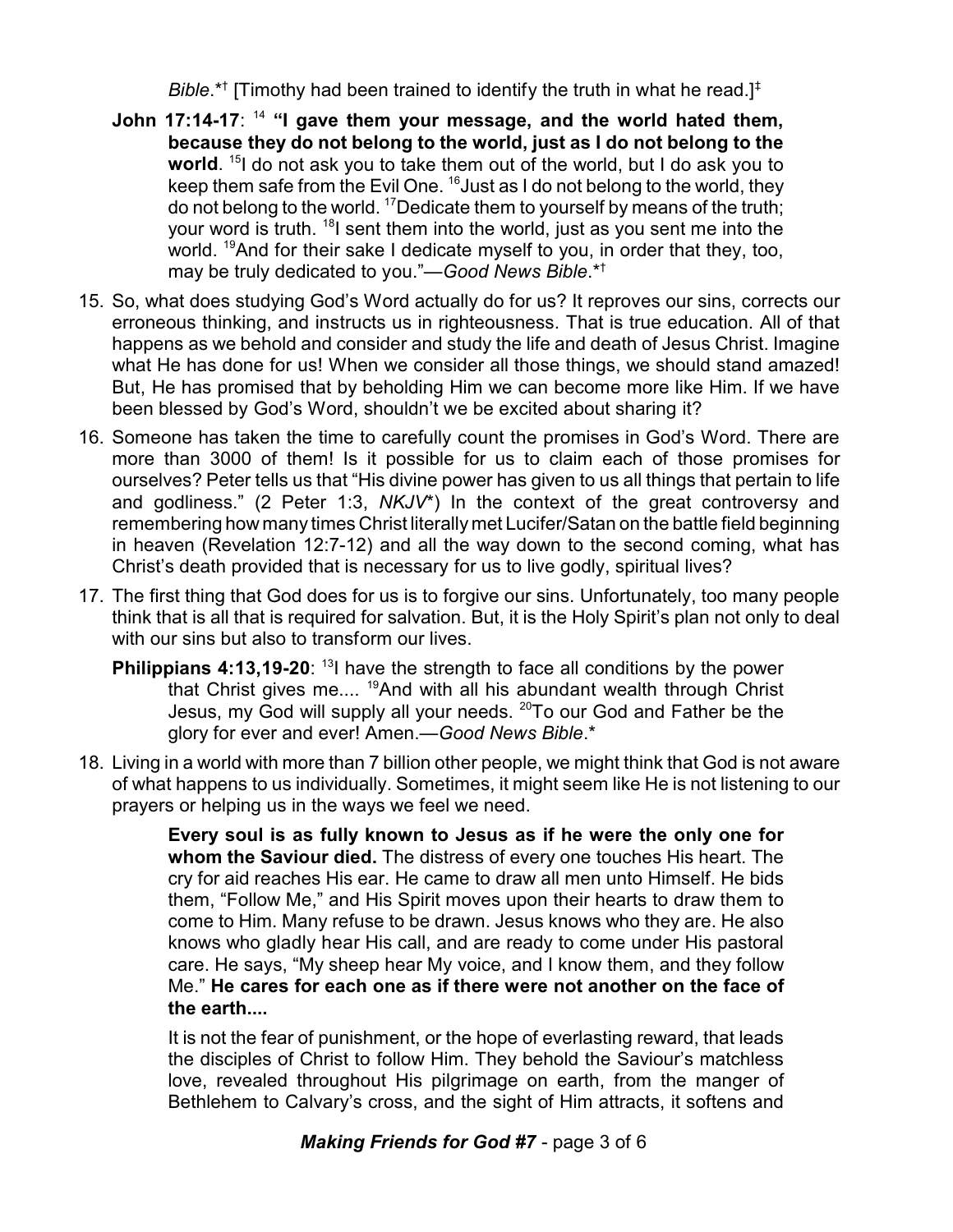*Bible*.*† [Timothy had been trained to identify the truth in what he read.]‡

**John 17:14-17**: [14] **"I gave them your message, and the world hated them, because they do not belong to the world, just as I do not belong to the world**. [15]I do not ask you to take them out of the world, but I do ask you to keep them safe from the Evil One. [16]Just as I do not belong to the world, they do not belong to the world. [17]Dedicate them to yourself by means of the truth; your word is truth. [18]I sent them into the world, just as you sent me into the world. [19]And for their sake I dedicate myself to you, in order that they, too, may be truly dedicated to you."—*Good News Bible*.*†

15. So, what does studying God's Word actually do for us? It reproves our sins, corrects our erroneous thinking, and instructs us in righteousness. That is true education. All of that happens as we behold and consider and study the life and death of Jesus Christ. Imagine what He has done for us! When we consider all those things, we should stand amazed! But, He has promised that by beholding Him we can become more like Him. If we have been blessed by God's Word, shouldn't we be excited about sharing it?

16. Someone has taken the time to carefully count the promises in God's Word. There are more than 3000 of them! Is it possible for us to claim each of those promises for ourselves? Peter tells us that "His divine power has given to us all things that pertain to life and godliness." (2 Peter 1:3, *NKJV**) In the context of the great controversy and remembering how many times Christ literally met Lucifer/Satan on the battle field beginning in heaven (Revelation 12:7-12) and all the way down to the second coming, what has Christ's death provided that is necessary for us to live godly, spiritual lives?

17. The first thing that God does for us is to forgive our sins. Unfortunately, too many people think that is all that is required for salvation. But, it is the Holy Spirit's plan not only to deal with our sins but also to transform our lives.

    **Philippians 4:13,19-20**: [13]I have the strength to face all conditions by the power that Christ gives me.... [19]And with all his abundant wealth through Christ Jesus, my God will supply all your needs. [20]To our God and Father be the glory for ever and ever! Amen.—*Good News Bible*.*

18. Living in a world with more than 7 billion other people, we might think that God is not aware of what happens to us individually. Sometimes, it might seem like He is not listening to our prayers or helping us in the ways we feel we need.

    > **Every soul is as fully known to Jesus as if he were the only one for whom the Saviour died.** The distress of every one touches His heart. The cry for aid reaches His ear. He came to draw all men unto Himself. He bids them, "Follow Me," and His Spirit moves upon their hearts to draw them to come to Him. Many refuse to be drawn. Jesus knows who they are. He also knows who gladly hear His call, and are ready to come under His pastoral care. He says, "My sheep hear My voice, and I know them, and they follow Me." **He cares for each one as if there were not another on the face of the earth....**
    >
    > It is not the fear of punishment, or the hope of everlasting reward, that leads the disciples of Christ to follow Him. They behold the Saviour's matchless love, revealed throughout His pilgrimage on earth, from the manger of Bethlehem to Calvary's cross, and the sight of Him attracts, it softens and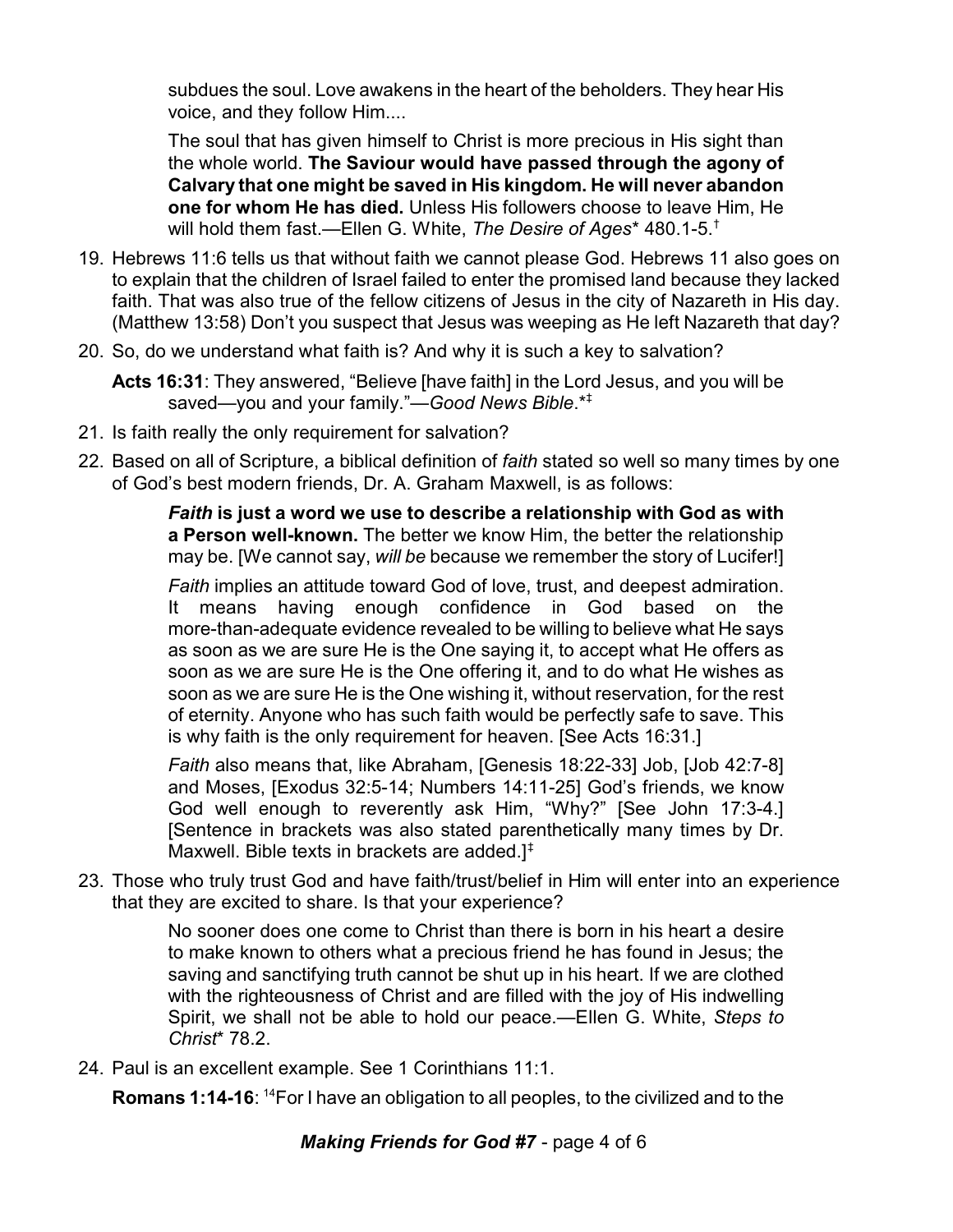> subdues the soul. Love awakens in the heart of the beholders. They hear His voice, and they follow Him....
>
> The soul that has given himself to Christ is more precious in His sight than the whole world. **The Saviour would have passed through the agony of Calvary that one might be saved in His kingdom. He will never abandon one for whom He has died.** Unless His followers choose to leave Him, He will hold them fast.—Ellen G. White, *The Desire of Ages*\* 480.1-5.†

19. Hebrews 11:6 tells us that without faith we cannot please God. Hebrews 11 also goes on to explain that the children of Israel failed to enter the promised land because they lacked faith. That was also true of the fellow citizens of Jesus in the city of Nazareth in His day. (Matthew 13:58) Don't you suspect that Jesus was weeping as He left Nazareth that day?

20. So, do we understand what faith is? And why it is such a key to salvation?

    **Acts 16:31**: They answered, "Believe [have faith] in the Lord Jesus, and you will be saved—you and your family."—*Good News Bible*.\*‡

21. Is faith really the only requirement for salvation?

22. Based on all of Scripture, a biblical definition of *faith* stated so well so many times by one of God's best modern friends, Dr. A. Graham Maxwell, is as follows:

    > ***Faith* is just a word we use to describe a relationship with God as with a Person well-known.** The better we know Him, the better the relationship may be. [We cannot say, *will be* because we remember the story of Lucifer!]
    >
    > *Faith* implies an attitude toward God of love, trust, and deepest admiration. It means having enough confidence in God based on the more-than-adequate evidence revealed to be willing to believe what He says as soon as we are sure He is the One saying it, to accept what He offers as soon as we are sure He is the One offering it, and to do what He wishes as soon as we are sure He is the One wishing it, without reservation, for the rest of eternity. Anyone who has such faith would be perfectly safe to save. This is why faith is the only requirement for heaven. [See Acts 16:31.]
    >
    > *Faith* also means that, like Abraham, [Genesis 18:22-33] Job, [Job 42:7-8] and Moses, [Exodus 32:5-14; Numbers 14:11-25] God's friends, we know God well enough to reverently ask Him, "Why?" [See John 17:3-4.] [Sentence in brackets was also stated parenthetically many times by Dr. Maxwell. Bible texts in brackets are added.]‡

23. Those who truly trust God and have faith/trust/belief in Him will enter into an experience that they are excited to share. Is that your experience?

    > No sooner does one come to Christ than there is born in his heart a desire to make known to others what a precious friend he has found in Jesus; the saving and sanctifying truth cannot be shut up in his heart. If we are clothed with the righteousness of Christ and are filled with the joy of His indwelling Spirit, we shall not be able to hold our peace.—Ellen G. White, *Steps to Christ*\* 78.2.

24. Paul is an excellent example. See 1 Corinthians 11:1.

    **Romans 1:14-16**: [14]For I have an obligation to all peoples, to the civilized and to the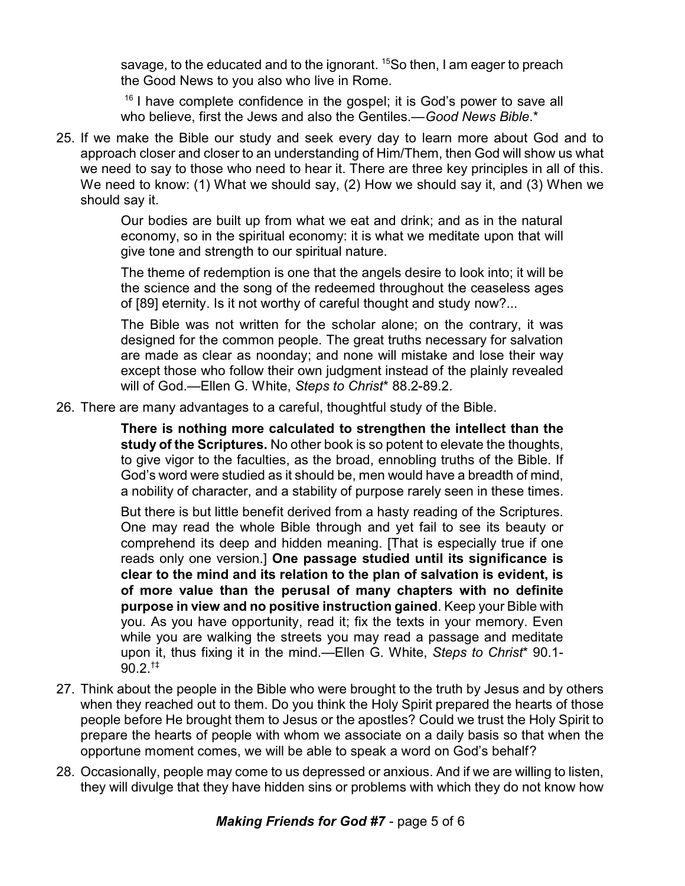savage, to the educated and to the ignorant. [15]So then, I am eager to preach the Good News to you also who live in Rome.

> [16] I have complete confidence in the gospel; it is God's power to save all who believe, first the Jews and also the Gentiles.—*Good News Bible*.*

25. If we make the Bible our study and seek every day to learn more about God and to approach closer and closer to an understanding of Him/Them, then God will show us what we need to say to those who need to hear it. There are three key principles in all of this. We need to know: (1) What we should say, (2) How we should say it, and (3) When we should say it.

> Our bodies are built up from what we eat and drink; and as in the natural economy, so in the spiritual economy: it is what we meditate upon that will give tone and strength to our spiritual nature.
>
> The theme of redemption is one that the angels desire to look into; it will be the science and the song of the redeemed throughout the ceaseless ages of [89] eternity. Is it not worthy of careful thought and study now?...
>
> The Bible was not written for the scholar alone; on the contrary, it was designed for the common people. The great truths necessary for salvation are made as clear as noonday; and none will mistake and lose their way except those who follow their own judgment instead of the plainly revealed will of God.—Ellen G. White, *Steps to Christ** 88.2-89.2.

26. There are many advantages to a careful, thoughtful study of the Bible.

> **There is nothing more calculated to strengthen the intellect than the study of the Scriptures.** No other book is so potent to elevate the thoughts, to give vigor to the faculties, as the broad, ennobling truths of the Bible. If God's word were studied as it should be, men would have a breadth of mind, a nobility of character, and a stability of purpose rarely seen in these times.
>
> But there is but little benefit derived from a hasty reading of the Scriptures. One may read the whole Bible through and yet fail to see its beauty or comprehend its deep and hidden meaning. [That is especially true if one reads only one version.] **One passage studied until its significance is clear to the mind and its relation to the plan of salvation is evident, is of more value than the perusal of many chapters with no definite purpose in view and no positive instruction gained**. Keep your Bible with you. As you have opportunity, read it; fix the texts in your memory. Even while you are walking the streets you may read a passage and meditate upon it, thus fixing it in the mind.—Ellen G. White, *Steps to Christ** 90.1-90.2.[†‡]

27. Think about the people in the Bible who were brought to the truth by Jesus and by others when they reached out to them. Do you think the Holy Spirit prepared the hearts of those people before He brought them to Jesus or the apostles? Could we trust the Holy Spirit to prepare the hearts of people with whom we associate on a daily basis so that when the opportune moment comes, we will be able to speak a word on God's behalf?

28. Occasionally, people may come to us depressed or anxious. And if we are willing to listen, they will divulge that they have hidden sins or problems with which they do not know how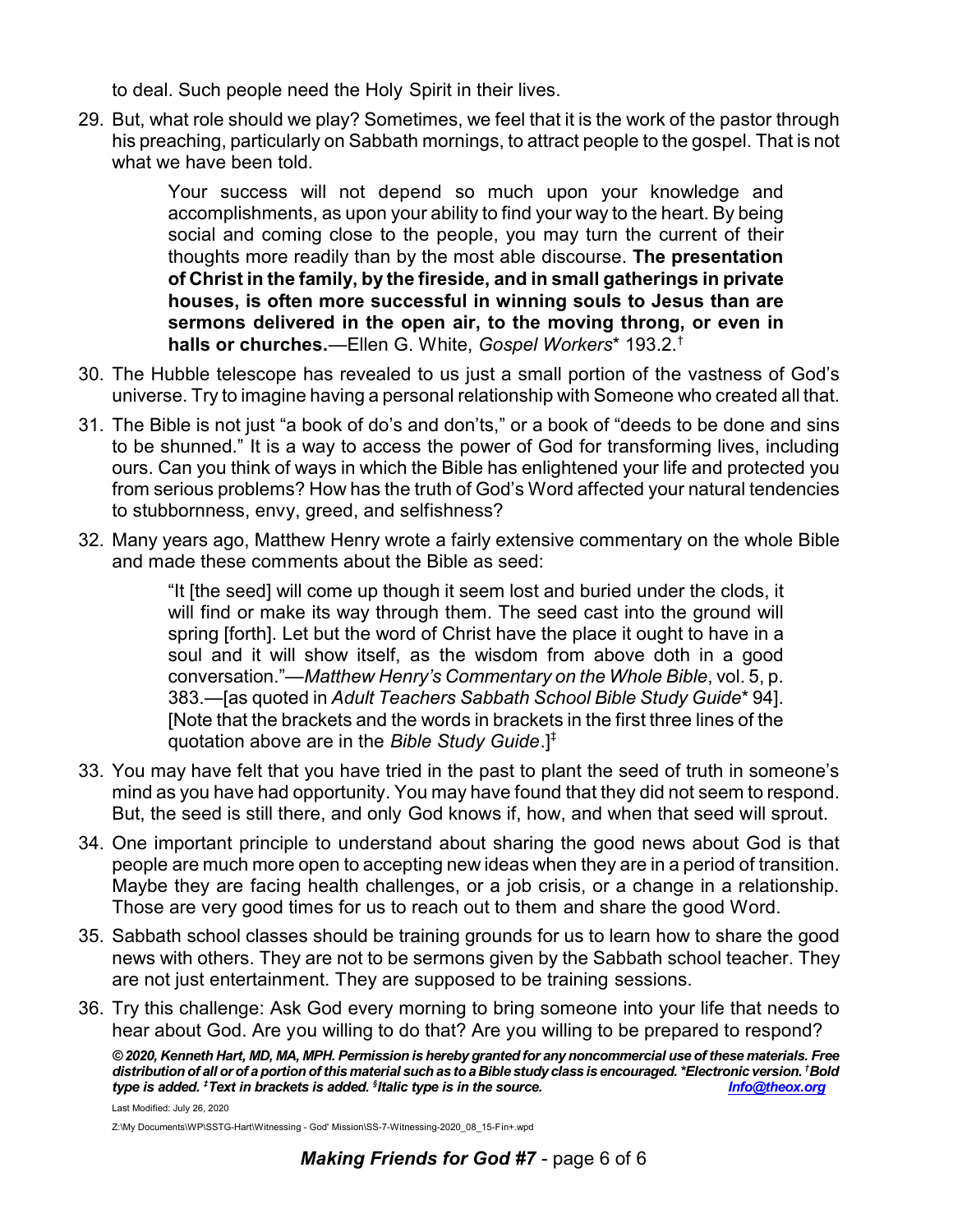to deal. Such people need the Holy Spirit in their lives.

29. But, what role should we play? Sometimes, we feel that it is the work of the pastor through his preaching, particularly on Sabbath mornings, to attract people to the gospel. That is not what we have been told.

> Your success will not depend so much upon your knowledge and accomplishments, as upon your ability to find your way to the heart. By being social and coming close to the people, you may turn the current of their thoughts more readily than by the most able discourse. **The presentation of Christ in the family, by the fireside, and in small gatherings in private houses, is often more successful in winning souls to Jesus than are sermons delivered in the open air, to the moving throng, or even in halls or churches.**—Ellen G. White, *Gospel Workers** 193.2.†

30. The Hubble telescope has revealed to us just a small portion of the vastness of God's universe. Try to imagine having a personal relationship with Someone who created all that.

31. The Bible is not just "a book of do's and don'ts," or a book of "deeds to be done and sins to be shunned." It is a way to access the power of God for transforming lives, including ours. Can you think of ways in which the Bible has enlightened your life and protected you from serious problems? How has the truth of God's Word affected your natural tendencies to stubbornness, envy, greed, and selfishness?

32. Many years ago, Matthew Henry wrote a fairly extensive commentary on the whole Bible and made these comments about the Bible as seed:

> "It [the seed] will come up though it seem lost and buried under the clods, it will find or make its way through them. The seed cast into the ground will spring [forth]. Let but the word of Christ have the place it ought to have in a soul and it will show itself, as the wisdom from above doth in a good conversation."—*Matthew Henry's Commentary on the Whole Bible*, vol. 5, p. 383.—[as quoted in *Adult Teachers Sabbath School Bible Study Guide** 94]. [Note that the brackets and the words in brackets in the first three lines of the quotation above are in the *Bible Study Guide*.]‡

33. You may have felt that you have tried in the past to plant the seed of truth in someone's mind as you have had opportunity. You may have found that they did not seem to respond. But, the seed is still there, and only God knows if, how, and when that seed will sprout.

34. One important principle to understand about sharing the good news about God is that people are much more open to accepting new ideas when they are in a period of transition. Maybe they are facing health challenges, or a job crisis, or a change in a relationship. Those are very good times for us to reach out to them and share the good Word.

35. Sabbath school classes should be training grounds for us to learn how to share the good news with others. They are not to be sermons given by the Sabbath school teacher. They are not just entertainment. They are supposed to be training sessions.

36. Try this challenge: Ask God every morning to bring someone into your life that needs to hear about God. Are you willing to do that? Are you willing to be prepared to respond?

***© 2020, Kenneth Hart, MD, MA, MPH. Permission is hereby granted for any noncommercial use of these materials. Free distribution of all or of a portion of this material such as to a Bible study class is encouraged. *Electronic version. †Bold type is added. ‡Text in brackets is added. §Italic type is in the source.*** ***Info@theox.org***

Last Modified: July 26, 2020

Z:\My Documents\WP\SSTG-Hart\Witnessing - God' Mission\SS-7-Witnessing-2020_08_15-Fin+.wpd